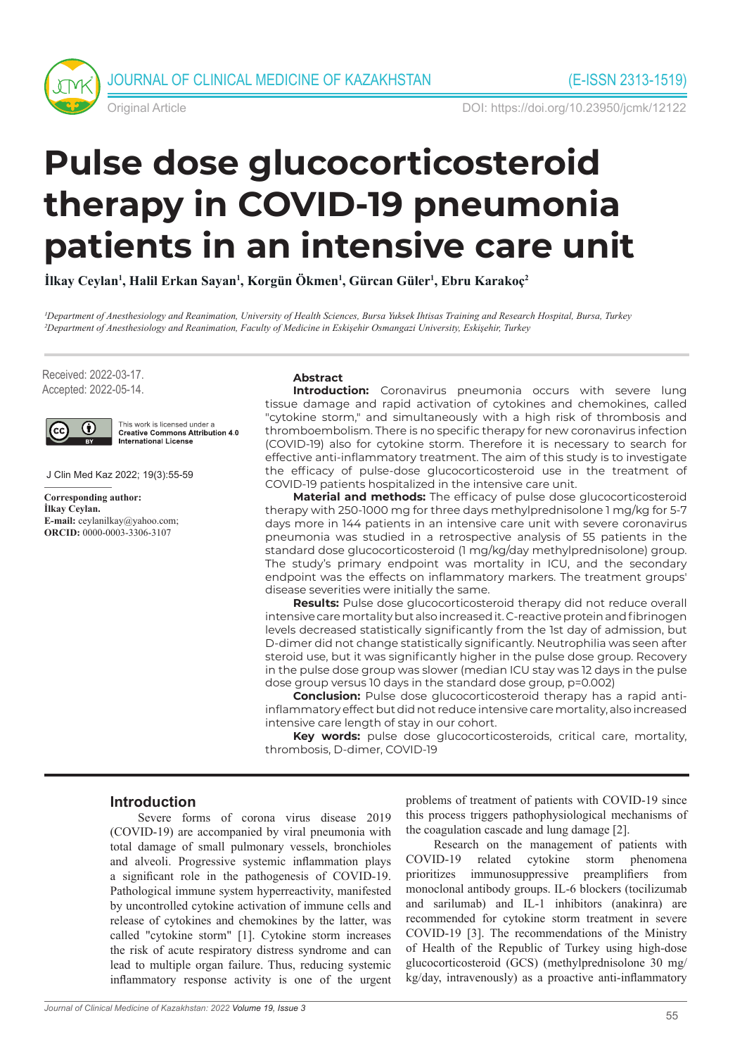Original Article

DOI: https://doi.org/10.23950/jcmk/12122

# Pulse dose glucocorticosteroid therapy in COVID-19 pneumonia patients in an intensive care unit

**İlkay Ceylan[1], Halil Erkan Sayan[1], Korgün Ökmen[1], Gürcan Güler[1], Ebru Karakoç[2]**

*[1]Department of Anesthesiology and Reanimation, University of Health Sciences, Bursa Yuksek Ihtisas Training and Research Hospital, Bursa, Turkey*
*[2]Department of Anesthesiology and Reanimation, Faculty of Medicine in Eskişehir Osmangazi University, Eskişehir, Turkey*

Received: 2022-03-17.
Accepted: 2022-05-14.

This work is licensed under a Creative Commons Attribution 4.0 International License

J Clin Med Kaz 2022; 19(3):55-59

**Corresponding author:**
**İlkay Ceylan.**
**E-mail:** ceylanilkay@yahoo.com;
**ORCID:** 0000-0003-3306-3107

## Abstract

**Introduction:** Coronavirus pneumonia occurs with severe lung tissue damage and rapid activation of cytokines and chemokines, called "cytokine storm," and simultaneously with a high risk of thrombosis and thromboembolism. There is no specific therapy for new coronavirus infection (COVID-19) also for cytokine storm. Therefore it is necessary to search for effective anti-inflammatory treatment. The aim of this study is to investigate the efficacy of pulse-dose glucocorticosteroid use in the treatment of COVID-19 patients hospitalized in the intensive care unit.

**Material and methods:** The efficacy of pulse dose glucocorticosteroid therapy with 250-1000 mg for three days methylprednisolone 1 mg/kg for 5-7 days more in 144 patients in an intensive care unit with severe coronavirus pneumonia was studied in a retrospective analysis of 55 patients in the standard dose glucocorticosteroid (1 mg/kg/day methylprednisolone) group. The study's primary endpoint was mortality in ICU, and the secondary endpoint was the effects on inflammatory markers. The treatment groups' disease severities were initially the same.

**Results:** Pulse dose glucocorticosteroid therapy did not reduce overall intensive care mortality but also increased it. C-reactive protein and fibrinogen levels decreased statistically significantly from the 1st day of admission, but D-dimer did not change statistically significantly. Neutrophilia was seen after steroid use, but it was significantly higher in the pulse dose group. Recovery in the pulse dose group was slower (median ICU stay was 12 days in the pulse dose group versus 10 days in the standard dose group, p=0.002)

**Conclusion:** Pulse dose glucocorticosteroid therapy has a rapid anti-inflammatory effect but did not reduce intensive care mortality, also increased intensive care length of stay in our cohort.

**Key words:** pulse dose glucocorticosteroids, critical care, mortality, thrombosis, D-dimer, COVID-19

## Introduction

Severe forms of corona virus disease 2019 (COVID-19) are accompanied by viral pneumonia with total damage of small pulmonary vessels, bronchioles and alveoli. Progressive systemic inflammation plays a significant role in the pathogenesis of COVID-19. Pathological immune system hyperreactivity, manifested by uncontrolled cytokine activation of immune cells and release of cytokines and chemokines by the latter, was called "cytokine storm" [1]. Cytokine storm increases the risk of acute respiratory distress syndrome and can lead to multiple organ failure. Thus, reducing systemic inflammatory response activity is one of the urgent problems of treatment of patients with COVID-19 since this process triggers pathophysiological mechanisms of the coagulation cascade and lung damage [2].

Research on the management of patients with COVID-19 related cytokine storm phenomena prioritizes immunosuppressive preamplifiers from monoclonal antibody groups. IL-6 blockers (tocilizumab and sarilumab) and IL-1 inhibitors (anakinra) are recommended for cytokine storm treatment in severe COVID-19 [3]. The recommendations of the Ministry of Health of the Republic of Turkey using high-dose glucocorticosteroid (GCS) (methylprednisolone 30 mg/kg/day, intravenously) as a proactive anti-inflammatory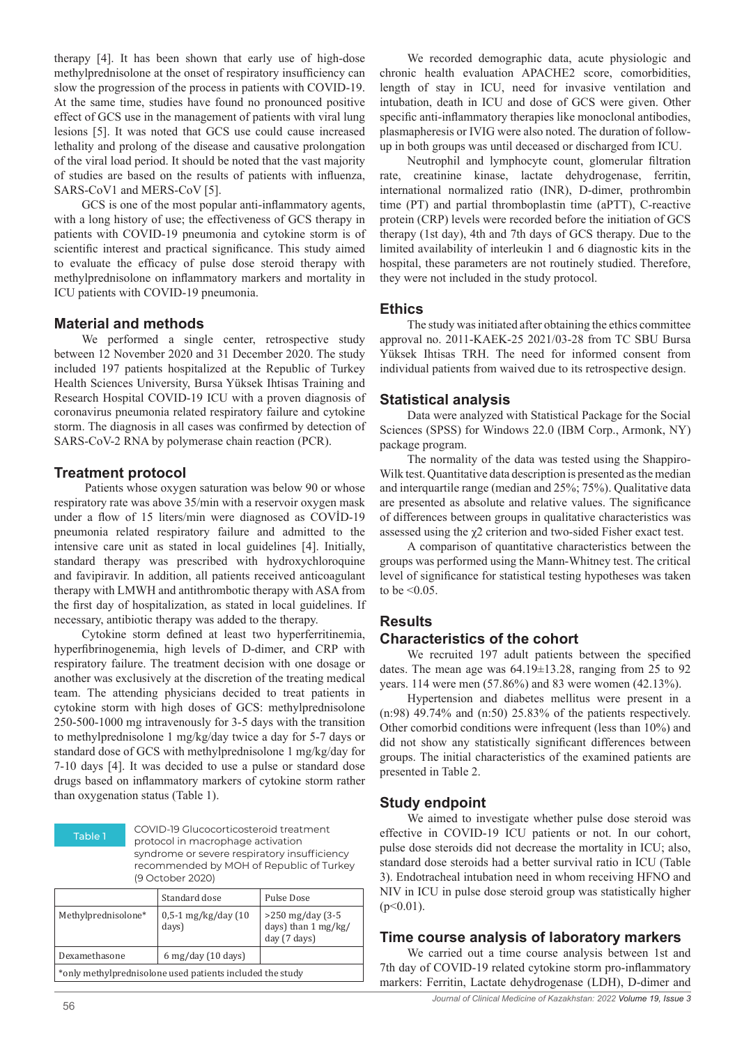therapy [4]. It has been shown that early use of high-dose methylprednisolone at the onset of respiratory insufficiency can slow the progression of the process in patients with COVID-19. At the same time, studies have found no pronounced positive effect of GCS use in the management of patients with viral lung lesions [5]. It was noted that GCS use could cause increased lethality and prolong of the disease and causative prolongation of the viral load period. It should be noted that the vast majority of studies are based on the results of patients with influenza, SARS-CoV1 and MERS-CoV [5].

GCS is one of the most popular anti-inflammatory agents, with a long history of use; the effectiveness of GCS therapy in patients with COVID-19 pneumonia and cytokine storm is of scientific interest and practical significance. This study aimed to evaluate the efficacy of pulse dose steroid therapy with methylprednisolone on inflammatory markers and mortality in ICU patients with COVID-19 pneumonia.

## Material and methods

We performed a single center, retrospective study between 12 November 2020 and 31 December 2020. The study included 197 patients hospitalized at the Republic of Turkey Health Sciences University, Bursa Yüksek Ihtisas Training and Research Hospital COVID-19 ICU with a proven diagnosis of coronavirus pneumonia related respiratory failure and cytokine storm. The diagnosis in all cases was confirmed by detection of SARS-CoV-2 RNA by polymerase chain reaction (PCR).

## Treatment protocol

Patients whose oxygen saturation was below 90 or whose respiratory rate was above 35/min with a reservoir oxygen mask under a flow of 15 liters/min were diagnosed as COVİD-19 pneumonia related respiratory failure and admitted to the intensive care unit as stated in local guidelines [4]. Initially, standard therapy was prescribed with hydroxychloroquine and favipiravir. In addition, all patients received anticoagulant therapy with LMWH and antithrombotic therapy with ASA from the first day of hospitalization, as stated in local guidelines. If necessary, antibiotic therapy was added to the therapy.

Cytokine storm defined at least two hyperferritinemia, hyperfibrinogenemia, high levels of D-dimer, and CRP with respiratory failure. The treatment decision with one dosage or another was exclusively at the discretion of the treating medical team. The attending physicians decided to treat patients in cytokine storm with high doses of GCS: methylprednisolone 250-500-1000 mg intravenously for 3-5 days with the transition to methylprednisolone 1 mg/kg/day twice a day for 5-7 days or standard dose of GCS with methylprednisolone 1 mg/kg/day for 7-10 days [4]. It was decided to use a pulse or standard dose drugs based on inflammatory markers of cytokine storm rather than oxygenation status (Table 1).

Table 1 COVID-19 Glucocorticosteroid treatment protocol in macrophage activation syndrome or severe respiratory insufficiency recommended by MOH of Republic of Turkey (9 October 2020)

| | Standard dose | Pulse Dose |
|---|---|---|
| Methylprednisolone* | 0,5-1 mg/kg/day (10 days) | >250 mg/day (3-5 days) than 1 mg/kg/day (7 days) |
| Dexamethasone | 6 mg/day (10 days) | |

*only methylprednisolone used patients included the study

We recorded demographic data, acute physiologic and chronic health evaluation APACHE2 score, comorbidities, length of stay in ICU, need for invasive ventilation and intubation, death in ICU and dose of GCS were given. Other specific anti-inflammatory therapies like monoclonal antibodies, plasmapheresis or IVIG were also noted. The duration of follow-up in both groups was until deceased or discharged from ICU.

Neutrophil and lymphocyte count, glomerular filtration rate, creatinine kinase, lactate dehydrogenase, ferritin, international normalized ratio (INR), D-dimer, prothrombin time (PT) and partial thromboplastin time (aPTT), C-reactive protein (CRP) levels were recorded before the initiation of GCS therapy (1st day), 4th and 7th days of GCS therapy. Due to the limited availability of interleukin 1 and 6 diagnostic kits in the hospital, these parameters are not routinely studied. Therefore, they were not included in the study protocol.

## Ethics

The study was initiated after obtaining the ethics committee approval no. 2011-KAEK-25 2021/03-28 from TC SBU Bursa Yüksek Ihtisas TRH. The need for informed consent from individual patients from waived due to its retrospective design.

## Statistical analysis

Data were analyzed with Statistical Package for the Social Sciences (SPSS) for Windows 22.0 (IBM Corp., Armonk, NY) package program.

The normality of the data was tested using the Shappiro-Wilk test. Quantitative data description is presented as the median and interquartile range (median and 25%; 75%). Qualitative data are presented as absolute and relative values. The significance of differences between groups in qualitative characteristics was assessed using the $\chi 2$ criterion and two-sided Fisher exact test.

A comparison of quantitative characteristics between the groups was performed using the Mann-Whitney test. The critical level of significance for statistical testing hypotheses was taken to be <0.05.

## Results

### Characteristics of the cohort

We recruited 197 adult patients between the specified dates. The mean age was 64.19±13.28, ranging from 25 to 92 years. 114 were men (57.86%) and 83 were women (42.13%).

Hypertension and diabetes mellitus were present in a (n:98) 49.74% and (n:50) 25.83% of the patients respectively. Other comorbid conditions were infrequent (less than 10%) and did not show any statistically significant differences between groups. The initial characteristics of the examined patients are presented in Table 2.

### Study endpoint

We aimed to investigate whether pulse dose steroid was effective in COVID-19 ICU patients or not. In our cohort, pulse dose steroids did not decrease the mortality in ICU; also, standard dose steroids had a better survival ratio in ICU (Table 3). Endotracheal intubation need in whom receiving HFNO and NIV in ICU in pulse dose steroid group was statistically higher ($p<0.01$).

### Time course analysis of laboratory markers

We carried out a time course analysis between 1st and 7th day of COVID-19 related cytokine storm pro-inflammatory markers: Ferritin, Lactate dehydrogenase (LDH), D-dimer and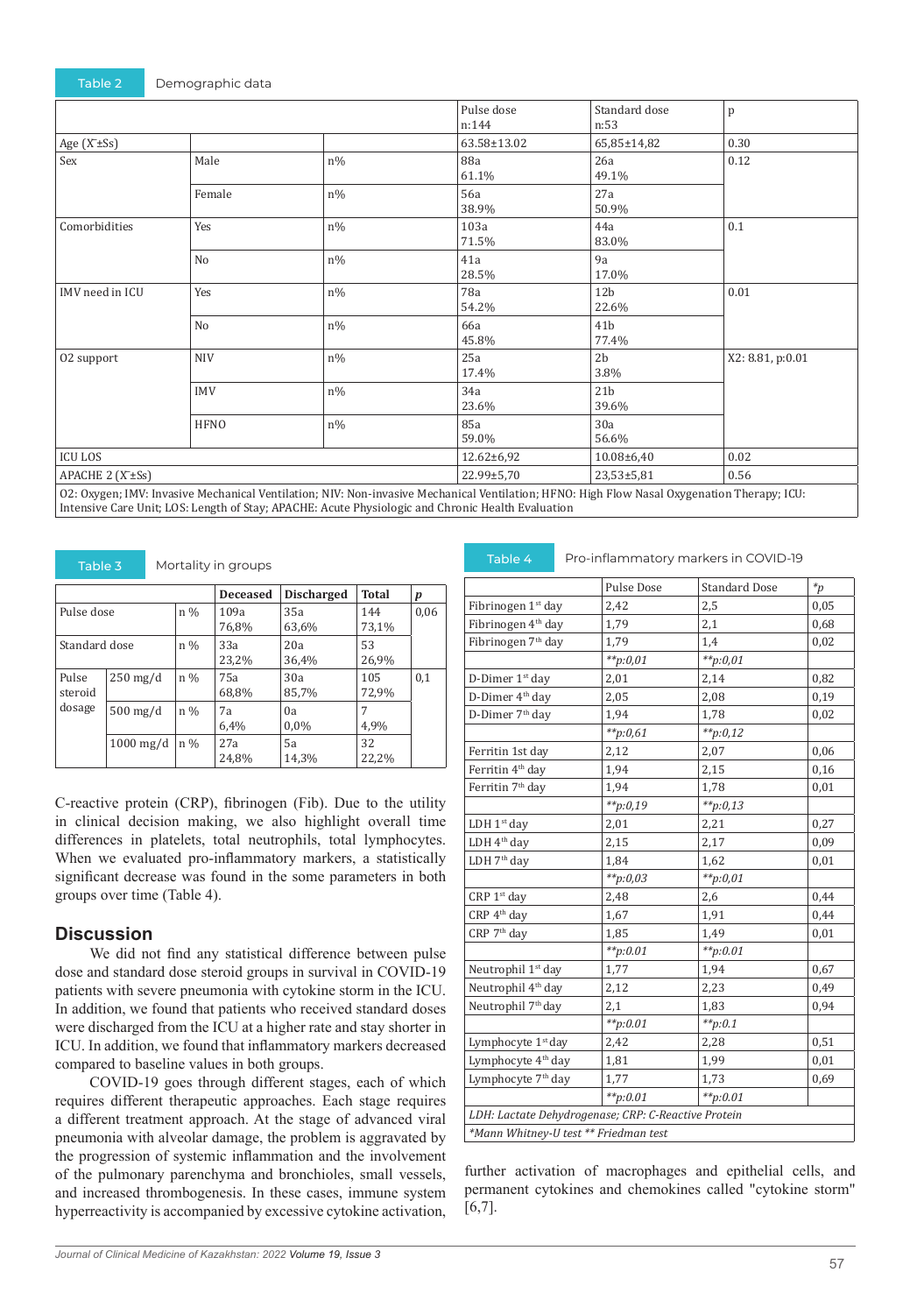Table 2 Demographic data

| | | | Pulse dose n:144 | Standard dose n:53 | p |
|---|---|---|---|---|---|
| Age ($\bar{X}$±Ss) | | | 63.58±13.02 | 65,85±14,82 | 0.30 |
| Sex | Male | n% | 88a 61.1% | 26a 49.1% | 0.12 |
| | Female | n% | 56a 38.9% | 27a 50.9% | |
| Comorbidities | Yes | n% | 103a 71.5% | 44a 83.0% | 0.1 |
| | No | n% | 41a 28.5% | 9a 17.0% | |
| IMV need in ICU | Yes | n% | 78a 54.2% | 12b 22.6% | 0.01 |
| | No | n% | 66a 45.8% | 41b 77.4% | |
| O2 support | NIV | n% | 25a 17.4% | 2b 3.8% | X2: 8.81, p:0.01 |
| | IMV | n% | 34a 23.6% | 21b 39.6% | |
| | HFNO | n% | 85a 59.0% | 30a 56.6% | |
| ICU LOS | | | 12.62±6,92 | 10.08±6,40 | 0.02 |
| APACHE 2 ($\bar{X}$±Ss) | | | 22.99±5,70 | 23,53±5,81 | 0.56 |

O2: Oxygen; IMV: Invasive Mechanical Ventilation; NIV: Non-invasive Mechanical Ventilation; HFNO: High Flow Nasal Oxygenation Therapy; ICU: Intensive Care Unit; LOS: Length of Stay; APACHE: Acute Physiologic and Chronic Health Evaluation

Table 3 Mortality in groups

| | | | Deceased | Discharged | Total | p |
|---|---|---|---|---|---|---|
| Pulse dose | | n % | 109a 76,8% | 35a 63,6% | 144 73,1% | 0,06 |
| Standard dose | | n % | 33a 23,2% | 20a 36,4% | 53 26,9% | |
| Pulse steroid dosage | 250 mg/d | n % | 75a 68,8% | 30a 85,7% | 105 72,9% | 0,1 |
| | 500 mg/d | n % | 7a 6,4% | 0a 0,0% | 7 4,9% | |
| | 1000 mg/d | n % | 27a 24,8% | 5a 14,3% | 32 22,2% | |

C-reactive protein (CRP), fibrinogen (Fib). Due to the utility in clinical decision making, we also highlight overall time differences in platelets, total neutrophils, total lymphocytes. When we evaluated pro-inflammatory markers, a statistically significant decrease was found in the some parameters in both groups over time (Table 4).

## Discussion

We did not find any statistical difference between pulse dose and standard dose steroid groups in survival in COVID-19 patients with severe pneumonia with cytokine storm in the ICU. In addition, we found that patients who received standard doses were discharged from the ICU at a higher rate and stay shorter in ICU. In addition, we found that inflammatory markers decreased compared to baseline values in both groups.

COVID-19 goes through different stages, each of which requires different therapeutic approaches. Each stage requires a different treatment approach. At the stage of advanced viral pneumonia with alveolar damage, the problem is aggravated by the progression of systemic inflammation and the involvement of the pulmonary parenchyma and bronchioles, small vessels, and increased thrombogenesis. In these cases, immune system hyperreactivity is accompanied by excessive cytokine activation, further activation of macrophages and epithelial cells, and permanent cytokines and chemokines called "cytokine storm" [6,7].

Table 4 Pro-inflammatory markers in COVID-19

| | Pulse Dose | Standard Dose | *p |
|---|---|---|---|
| Fibrinogen 1st day | 2,42 | 2,5 | 0,05 |
| Fibrinogen 4th day | 1,79 | 2,1 | 0,68 |
| Fibrinogen 7th day | 1,79 | 1,4 | 0,02 |
| | **p:0,01 | **p:0,01 | |
| D-Dimer 1st day | 2,01 | 2,14 | 0,82 |
| D-Dimer 4th day | 2,05 | 2,08 | 0,19 |
| D-Dimer 7th day | 1,94 | 1,78 | 0,02 |
| | **p:0,61 | **p:0,12 | |
| Ferritin 1st day | 2,12 | 2,07 | 0,06 |
| Ferritin 4th day | 1,94 | 2,15 | 0,16 |
| Ferritin 7th day | 1,94 | 1,78 | 0,01 |
| | **p:0,19 | **p:0,13 | |
| LDH 1st day | 2,01 | 2,21 | 0,27 |
| LDH 4th day | 2,15 | 2,17 | 0,09 |
| LDH 7th day | 1,84 | 1,62 | 0,01 |
| | **p:0,03 | **p:0,01 | |
| CRP 1st day | 2,48 | 2,6 | 0,44 |
| CRP 4th day | 1,67 | 1,91 | 0,44 |
| CRP 7th day | 1,85 | 1,49 | 0,01 |
| | **p:0.01 | **p:0.01 | |
| Neutrophil 1st day | 1,77 | 1,94 | 0,67 |
| Neutrophil 4th day | 2,12 | 2,23 | 0,49 |
| Neutrophil 7th day | 2,1 | 1,83 | 0,94 |
| | **p:0.01 | **p:0.1 | |
| Lymphocyte 1st day | 2,42 | 2,28 | 0,51 |
| Lymphocyte 4th day | 1,81 | 1,99 | 0,01 |
| Lymphocyte 7th day | 1,77 | 1,73 | 0,69 |
| | **p:0.01 | **p:0.01 | |

*LDH: Lactate Dehydrogenase; CRP: C-Reactive Protein*

*\*Mann Whitney-U test \*\* Friedman test*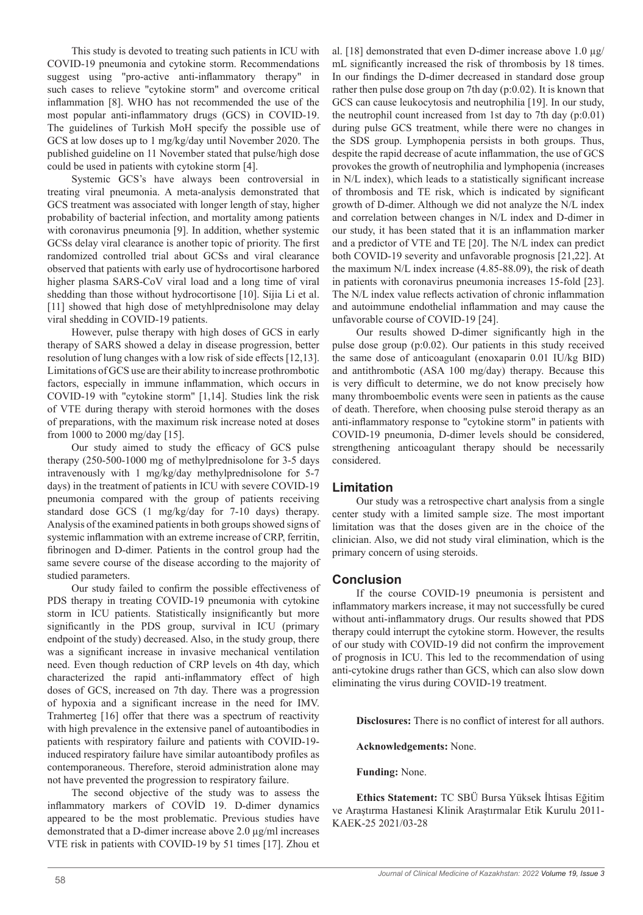This study is devoted to treating such patients in ICU with COVID-19 pneumonia and cytokine storm. Recommendations suggest using "pro-active anti-inflammatory therapy" in such cases to relieve "cytokine storm" and overcome critical inflammation [8]. WHO has not recommended the use of the most popular anti-inflammatory drugs (GCS) in COVID-19. The guidelines of Turkish MoH specify the possible use of GCS at low doses up to 1 mg/kg/day until November 2020. The published guideline on 11 November stated that pulse/high dose could be used in patients with cytokine storm [4].

Systemic GCS's have always been controversial in treating viral pneumonia. A meta-analysis demonstrated that GCS treatment was associated with longer length of stay, higher probability of bacterial infection, and mortality among patients with coronavirus pneumonia [9]. In addition, whether systemic GCSs delay viral clearance is another topic of priority. The first randomized controlled trial about GCSs and viral clearance observed that patients with early use of hydrocortisone harbored higher plasma SARS-CoV viral load and a long time of viral shedding than those without hydrocortisone [10]. Sijia Li et al. [11] showed that high dose of metyhlprednisolone may delay viral shedding in COVID-19 patients.

However, pulse therapy with high doses of GCS in early therapy of SARS showed a delay in disease progression, better resolution of lung changes with a low risk of side effects [12,13]. Limitations of GCS use are their ability to increase prothrombotic factors, especially in immune inflammation, which occurs in COVID-19 with "cytokine storm" [1,14]. Studies link the risk of VTE during therapy with steroid hormones with the doses of preparations, with the maximum risk increase noted at doses from 1000 to 2000 mg/day [15].

Our study aimed to study the efficacy of GCS pulse therapy (250-500-1000 mg of methylprednisolone for 3-5 days intravenously with 1 mg/kg/day methylprednisolone for 5-7 days) in the treatment of patients in ICU with severe COVID-19 pneumonia compared with the group of patients receiving standard dose GCS (1 mg/kg/day for 7-10 days) therapy. Analysis of the examined patients in both groups showed signs of systemic inflammation with an extreme increase of CRP, ferritin, fibrinogen and D-dimer. Patients in the control group had the same severe course of the disease according to the majority of studied parameters.

Our study failed to confirm the possible effectiveness of PDS therapy in treating COVID-19 pneumonia with cytokine storm in ICU patients. Statistically insignificantly but more significantly in the PDS group, survival in ICU (primary endpoint of the study) decreased. Also, in the study group, there was a significant increase in invasive mechanical ventilation need. Even though reduction of CRP levels on 4th day, which characterized the rapid anti-inflammatory effect of high doses of GCS, increased on 7th day. There was a progression of hypoxia and a significant increase in the need for IMV. Trahmerteg [16] offer that there was a spectrum of reactivity with high prevalence in the extensive panel of autoantibodies in patients with respiratory failure and patients with COVID-19-induced respiratory failure have similar autoantibody profiles as contemporaneous. Therefore, steroid administration alone may not have prevented the progression to respiratory failure.

The second objective of the study was to assess the inflammatory markers of COVİD 19. D-dimer dynamics appeared to be the most problematic. Previous studies have demonstrated that a D-dimer increase above 2.0 µg/ml increases VTE risk in patients with COVID-19 by 51 times [17]. Zhou et al. [18] demonstrated that even D-dimer increase above 1.0 µg/mL significantly increased the risk of thrombosis by 18 times. In our findings the D-dimer decreased in standard dose group rather then pulse dose group on 7th day (p:0.02). It is known that GCS can cause leukocytosis and neutrophilia [19]. In our study, the neutrophil count increased from 1st day to 7th day (p:0.01) during pulse GCS treatment, while there were no changes in the SDS group. Lymphopenia persists in both groups. Thus, despite the rapid decrease of acute inflammation, the use of GCS provokes the growth of neutrophilia and lymphopenia (increases in N/L index), which leads to a statistically significant increase of thrombosis and TE risk, which is indicated by significant growth of D-dimer. Although we did not analyze the N/L index and correlation between changes in N/L index and D-dimer in our study, it has been stated that it is an inflammation marker and a predictor of VTE and TE [20]. The N/L index can predict both COVID-19 severity and unfavorable prognosis [21,22]. At the maximum N/L index increase (4.85-88.09), the risk of death in patients with coronavirus pneumonia increases 15-fold [23]. The N/L index value reflects activation of chronic inflammation and autoimmune endothelial inflammation and may cause the unfavorable course of COVID-19 [24].

Our results showed D-dimer significantly high in the pulse dose group (p:0.02). Our patients in this study received the same dose of anticoagulant (enoxaparin 0.01 IU/kg BID) and antithrombotic (ASA 100 mg/day) therapy. Because this is very difficult to determine, we do not know precisely how many thromboembolic events were seen in patients as the cause of death. Therefore, when choosing pulse steroid therapy as an anti-inflammatory response to "cytokine storm" in patients with COVID-19 pneumonia, D-dimer levels should be considered, strengthening anticoagulant therapy should be necessarily considered.

## Limitation

Our study was a retrospective chart analysis from a single center study with a limited sample size. The most important limitation was that the doses given are in the choice of the clinician. Also, we did not study viral elimination, which is the primary concern of using steroids.

## Conclusion

If the course COVID-19 pneumonia is persistent and inflammatory markers increase, it may not successfully be cured without anti-inflammatory drugs. Our results showed that PDS therapy could interrupt the cytokine storm. However, the results of our study with COVID-19 did not confirm the improvement of prognosis in ICU. This led to the recommendation of using anti-cytokine drugs rather than GCS, which can also slow down eliminating the virus during COVID-19 treatment.

**Disclosures:** There is no conflict of interest for all authors.

**Acknowledgements:** None.

**Funding:** None.

**Ethics Statement:** TC SBÜ Bursa Yüksek İhtisas Eğitim ve Araştırma Hastanesi Klinik Araştırmalar Etik Kurulu 2011-KAEK-25 2021/03-28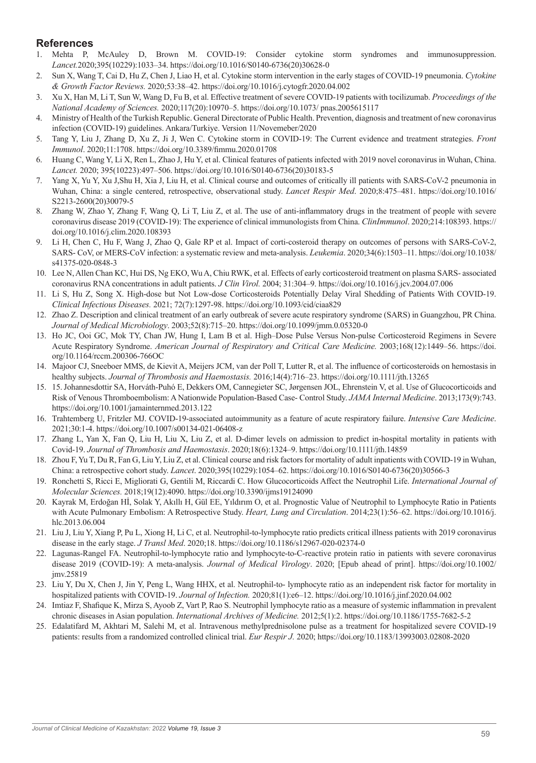## References

1. Mehta P, McAuley D, Brown M. COVID-19: Consider cytokine storm syndromes and immunosuppression. *Lancet.*2020;395(10229):1033–34. https://doi.org/10.1016/S0140-6736(20)30628-0
2. Sun X, Wang T, Cai D, Hu Z, Chen J, Liao H, et al. Cytokine storm intervention in the early stages of COVID-19 pneumonia. *Cytokine & Growth Factor Reviews.* 2020;53:38–42. https://doi.org/10.1016/j.cytogfr.2020.04.002
3. Xu X, Han M, Li T, Sun W, Wang D, Fu B, et al. Effective treatment of severe COVID-19 patients with tocilizumab. *Proceedings of the National Academy of Sciences.* 2020;117(20):10970–5. https://doi.org/10.1073/ pnas.2005615117
4. Ministry of Health of the Turkish Republic. General Directorate of Public Health. Prevention, diagnosis and treatment of new coronavirus infection (COVID-19) guidelines. Ankara/Turkiye. Version 11/Novemeber/2020
5. Tang Y, Liu J, Zhang D, Xu Z, Ji J, Wen C. Cytokine storm in COVID-19: The Current evidence and treatment strategies. *Front Immunol*. 2020;11:1708. https://doi.org/10.3389/fimmu.2020.01708
6. Huang C, Wang Y, Li X, Ren L, Zhao J, Hu Y, et al. Clinical features of patients infected with 2019 novel coronavirus in Wuhan, China. *Lancet.* 2020; 395(10223):497–506. https://doi.org/10.1016/S0140-6736(20)30183-5
7. Yang X, Yu Y, Xu J,Shu H, Xia J, Liu H, et al. Clinical course and outcomes of critically ill patients with SARS-CoV-2 pneumonia in Wuhan, China: a single centered, retrospective, observational study. *Lancet Respir Med*. 2020;8:475–481. https://doi.org/10.1016/ S2213-2600(20)30079-5
8. Zhang W, Zhao Y, Zhang F, Wang Q, Li T, Liu Z, et al. The use of anti-inflammatory drugs in the treatment of people with severe coronavirus disease 2019 (COVID-19): The experience of clinical immunologists from China. *ClinImmunol*. 2020;214:108393. https:// doi.org/10.1016/j.clim.2020.108393
9. Li H, Chen C, Hu F, Wang J, Zhao Q, Gale RP et al. Impact of corti-costeroid therapy on outcomes of persons with SARS-CoV-2, SARS- CoV, or MERS-CoV infection: a systematic review and meta-analysis. *Leukemia*. 2020;34(6):1503–11. https://doi.org/10.1038/ s41375-020-0848-3
10. Lee N, Allen Chan KC, Hui DS, Ng EKO, Wu A, Chiu RWK, et al. Effects of early corticosteroid treatment on plasma SARS- associated coronavirus RNA concentrations in adult patients. *J Clin Virol.* 2004; 31:304–9. https://doi.org/10.1016/j.jcv.2004.07.006
11. Li S, Hu Z, Song X. High-dose but Not Low-dose Corticosteroids Potentially Delay Viral Shedding of Patients With COVID-19. *Clinical Infectious Diseases.* 2021; 72(7):1297-98. https://doi.org/10.1093/cid/ciaa829
12. Zhao Z. Description and clinical treatment of an early outbreak of severe acute respiratory syndrome (SARS) in Guangzhou, PR China. *Journal of Medical Microbiology*. 2003;52(8):715–20. https://doi.org/10.1099/jmm.0.05320-0
13. Ho JC, Ooi GC, Mok TY, Chan JW, Hung I, Lam B et al. High–Dose Pulse Versus Non-pulse Corticosteroid Regimens in Severe Acute Respiratory Syndrome. *American Journal of Respiratory and Critical Care Medicine.* 2003;168(12):1449–56. https://doi. org/10.1164/rccm.200306-766OC
14. Majoor CJ, Sneeboer MMS, de Kievit A, Meijers JCM, van der Poll T, Lutter R, et al. The influence of corticosteroids on hemostasis in healthy subjects. *Journal of Thrombosis and Haemostasis.* 2016;14(4):716–23. https://doi.org/10.1111/jth.13265
15. 15. Johannesdottir SA, Horváth-Puhó E, Dekkers OM, Cannegieter SC, Jørgensen JOL, Ehrenstein V, et al. Use of Glucocorticoids and Risk of Venous Thromboembolism: A Nationwide Population-Based Case- Control Study. *JAMA Internal Medicine*. 2013;173(9):743. https://doi.org/10.1001/jamainternmed.2013.122
16. Trahtemberg U, Fritzler MJ. COVID-19-associated autoimmunity as a feature of acute respiratory failure. *Intensive Care Medicine*. 2021;30:1-4. https://doi.org/10.1007/s00134-021-06408-z
17. Zhang L, Yan X, Fan Q, Liu H, Liu X, Liu Z, et al. D-dimer levels on admission to predict in-hospital mortality in patients with Covid-19. *Journal of Thrombosis and Haemostasis*. 2020;18(6):1324–9. https://doi.org/10.1111/jth.14859
18. Zhou F, Yu T, Du R, Fan G, Liu Y, Liu Z, et al. Clinical course and risk factors for mortality of adult inpatients with COVID-19 in Wuhan, China: a retrospective cohort study. *Lancet*. 2020;395(10229):1054–62. https://doi.org/10.1016/S0140-6736(20)30566-3
19. Ronchetti S, Ricci E, Migliorati G, Gentili M, Riccardi C. How Glucocorticoids Affect the Neutrophil Life. *International Journal of Molecular Sciences.* 2018;19(12):4090. https://doi.org/10.3390/ijms19124090
20. Kayrak M, Erdoğan Hİ, Solak Y, Akıllı H, Gül EE, Yıldırım O, et al. Prognostic Value of Neutrophil to Lymphocyte Ratio in Patients with Acute Pulmonary Embolism: A Retrospective Study. *Heart, Lung and Circulation*. 2014;23(1):56–62. https://doi.org/10.1016/j. hlc.2013.06.004
21. Liu J, Liu Y, Xiang P, Pu L, Xiong H, Li C, et al. Neutrophil-to-lymphocyte ratio predicts critical illness patients with 2019 coronavirus disease in the early stage. *J Transl Med*. 2020;18. https://doi.org/10.1186/s12967-020-02374-0
22. Lagunas-Rangel FA. Neutrophil-to-lymphocyte ratio and lymphocyte-to-C-reactive protein ratio in patients with severe coronavirus disease 2019 (COVID-19): A meta-analysis. *Journal of Medical Virology*. 2020; [Epub ahead of print]. https://doi.org/10.1002/ jmv.25819
23. Liu Y, Du X, Chen J, Jin Y, Peng L, Wang HHX, et al. Neutrophil-to- lymphocyte ratio as an independent risk factor for mortality in hospitalized patients with COVID-19. *Journal of Infection.* 2020;81(1):e6–12. https://doi.org/10.1016/j.jinf.2020.04.002
24. Imtiaz F, Shafique K, Mirza S, Ayoob Z, Vart P, Rao S. Neutrophil lymphocyte ratio as a measure of systemic inflammation in prevalent chronic diseases in Asian population. *International Archives of Medicine.* 2012;5(1):2. https://doi.org/10.1186/1755-7682-5-2
25. Edalatifard M, Akhtari M, Salehi M, et al. Intravenous methylprednisolone pulse as a treatment for hospitalized severe COVID-19 patients: results from a randomized controlled clinical trial. *Eur Respir J.* 2020; https://doi.org/10.1183/13993003.02808-2020